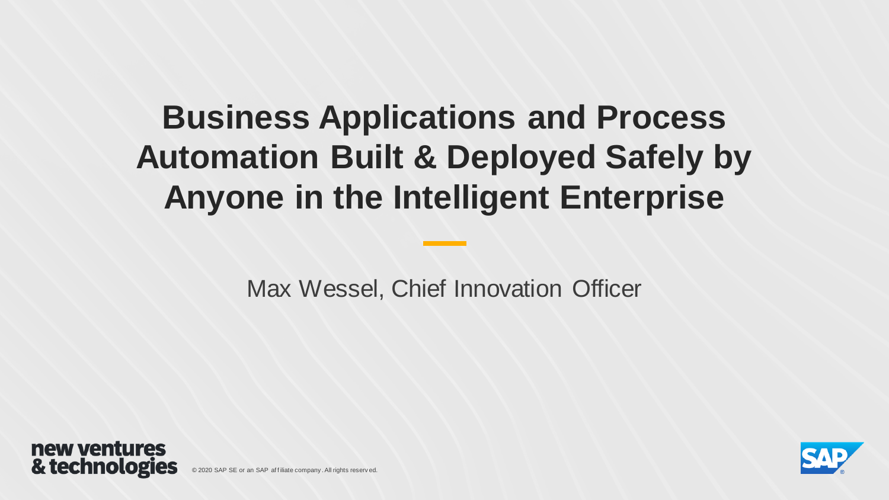# Business Applications and Process Automation Built & Deployed Safely by Anyone in the Intelligent Enterprise

Max Wessel, Chief Innovation Officer

new ventures & technologies

© 2020 SAP SE or an SAP affiliate company. All rights reserved.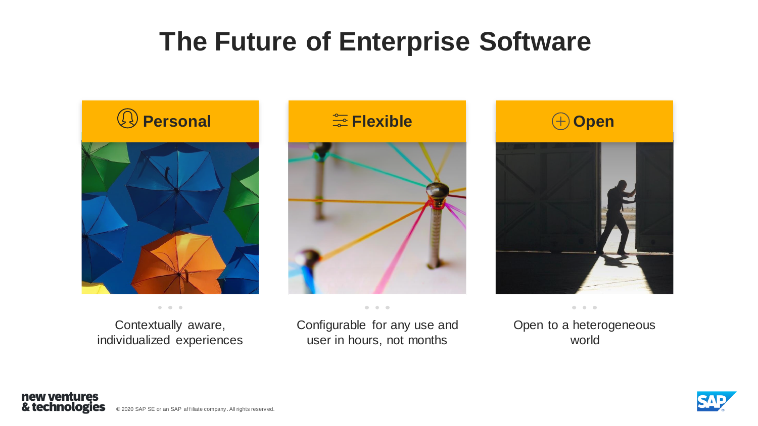# The Future of Enterprise Software

## Personal

Contextually aware, individualized experiences

## Flexible

Configurable for any use and user in hours, not months

## Open

Open to a heterogeneous world

© 2020 SAP SE or an SAP affiliate company. All rights reserved.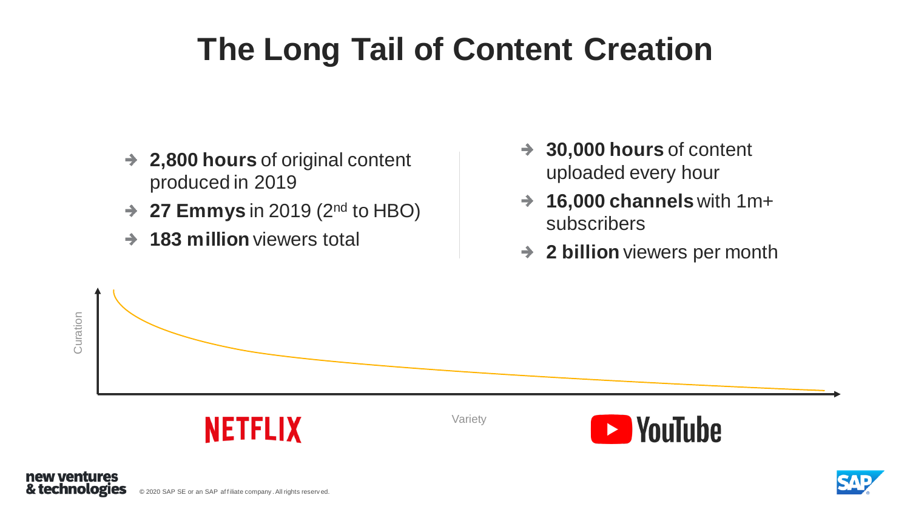# The Long Tail of Content Creation

- **2,800 hours** of original content produced in 2019
- **27 Emmys** in 2019 (2nd to HBO)
- **183 million** viewers total

- **30,000 hours** of content uploaded every hour
- **16,000 channels** with 1m+ subscribers
- **2 billion** viewers per month

Curation

Variety

NETFLIX

YouTube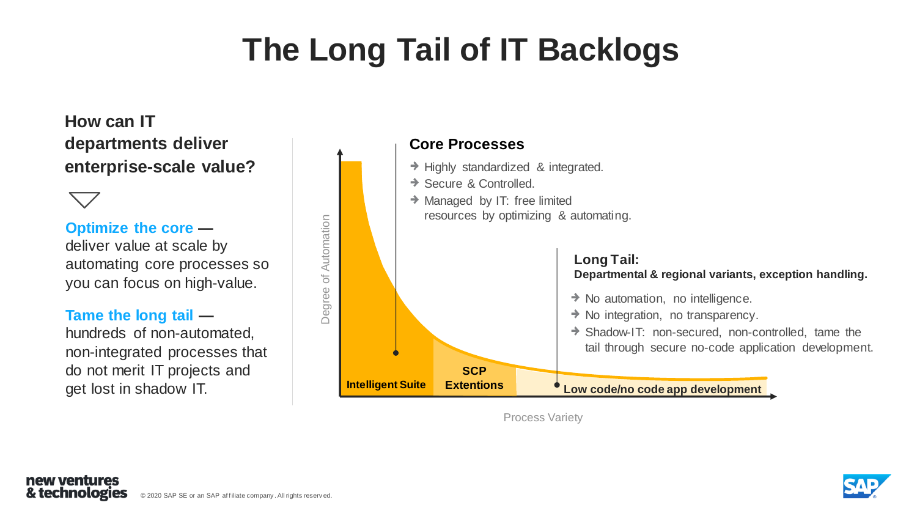# The Long Tail of IT Backlogs

**How can IT departments deliver enterprise-scale value?**

**Optimize the core —** deliver value at scale by automating core processes so you can focus on high-value.

**Tame the long tail —** hundreds of non-automated, non-integrated processes that do not merit IT projects and get lost in shadow IT.

### Core Processes

- Highly standardized & integrated.
- Secure & Controlled.
- Managed by IT: free limited resources by optimizing & automating.

### Long Tail:

**Departmental & regional variants, exception handling.**

- No automation, no intelligence.
- No integration, no transparency.
- Shadow-IT: non-secured, non-controlled, tame the tail through secure no-code application development.

Degree of Automation

**Intelligent Suite** | **SCP Extentions** | **Low code/no code app development**

Process Variety

© 2020 SAP SE or an SAP affiliate company. All rights reserved.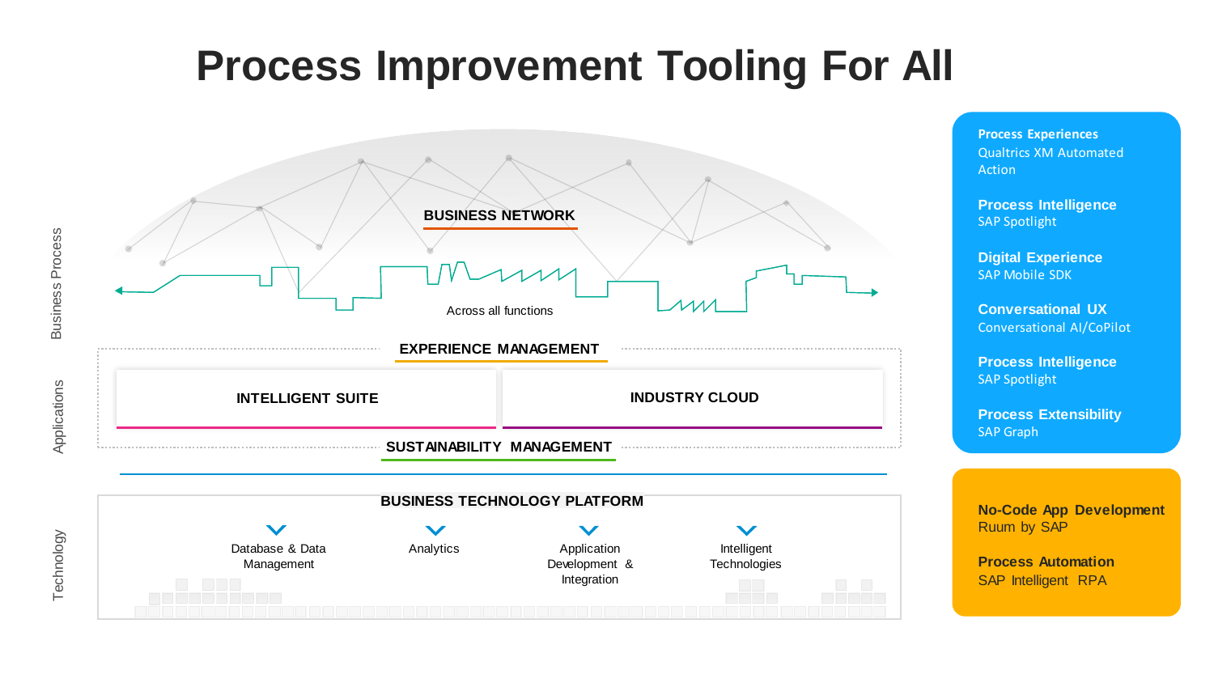# Process Improvement Tooling For All

Business Process

BUSINESS NETWORK

Across all functions

Applications

EXPERIENCE MANAGEMENT

INTELLIGENT SUITE

INDUSTRY CLOUD

SUSTAINABILITY MANAGEMENT

Technology

BUSINESS TECHNOLOGY PLATFORM

Database & Data Management

Analytics

Application Development & Integration

Intelligent Technologies

**Process Experiences**
Qualtrics XM Automated Action

**Process Intelligence**
SAP Spotlight

**Digital Experience**
SAP Mobile SDK

**Conversational UX**
Conversational AI/CoPilot

**Process Intelligence**
SAP Spotlight

**Process Extensibility**
SAP Graph

**No-Code App Development**
Ruum by SAP

**Process Automation**
SAP Intelligent RPA